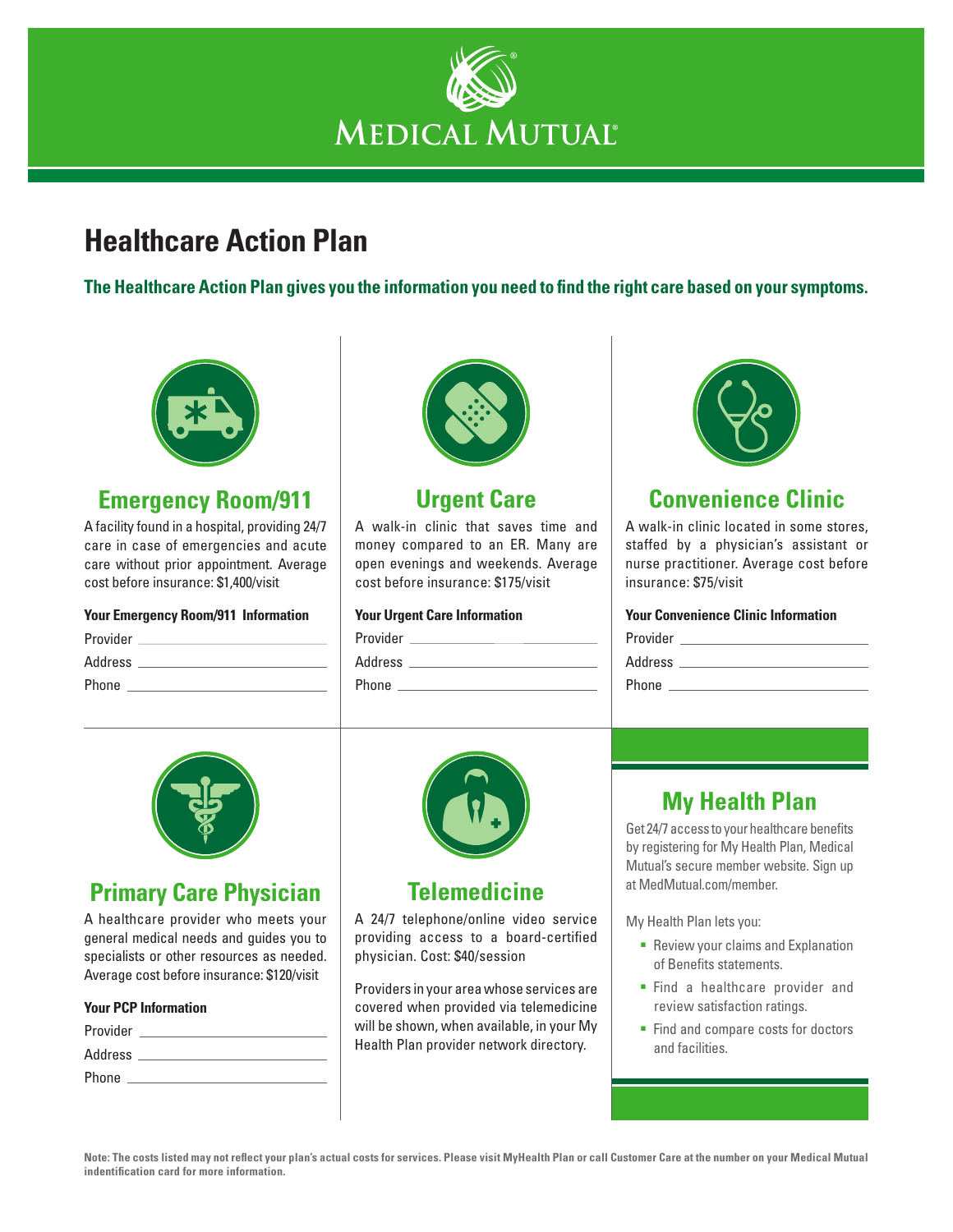# MEDICAL MUTUAL®

# Healthcare Action Plan

**The Healthcare Action Plan gives you the information you need to find the right care based on your symptoms.**

## Emergency Room/911

A facility found in a hospital, providing 24/7 care in case of emergencies and acute care without prior appointment. Average cost before insurance: $1,400/visit

**Your Emergency Room/911 Information**

Provider \_\_\_\_\_\_\_\_\_\_\_\_\_\_\_\_\_\_\_\_

Address \_\_\_\_\_\_\_\_\_\_\_\_\_\_\_\_\_\_\_\_

Phone \_\_\_\_\_\_\_\_\_\_\_\_\_\_\_\_\_\_\_\_

## Urgent Care

A walk-in clinic that saves time and money compared to an ER. Many are open evenings and weekends. Average cost before insurance: $175/visit

**Your Urgent Care Information**

Provider \_\_\_\_\_\_\_\_\_\_\_\_\_\_\_\_\_\_\_\_

Address \_\_\_\_\_\_\_\_\_\_\_\_\_\_\_\_\_\_\_\_

Phone \_\_\_\_\_\_\_\_\_\_\_\_\_\_\_\_\_\_\_\_

## Convenience Clinic

A walk-in clinic located in some stores, staffed by a physician's assistant or nurse practitioner. Average cost before insurance: $75/visit

**Your Convenience Clinic Information**

Provider \_\_\_\_\_\_\_\_\_\_\_\_\_\_\_\_\_\_\_\_

Address \_\_\_\_\_\_\_\_\_\_\_\_\_\_\_\_\_\_\_\_

Phone \_\_\_\_\_\_\_\_\_\_\_\_\_\_\_\_\_\_\_\_

## Primary Care Physician

A healthcare provider who meets your general medical needs and guides you to specialists or other resources as needed. Average cost before insurance: $120/visit

**Your PCP Information**

Provider \_\_\_\_\_\_\_\_\_\_\_\_\_\_\_\_\_\_\_\_

Address \_\_\_\_\_\_\_\_\_\_\_\_\_\_\_\_\_\_\_\_

Phone \_\_\_\_\_\_\_\_\_\_\_\_\_\_\_\_\_\_\_\_

## Telemedicine

A 24/7 telephone/online video service providing access to a board-certified physician. Cost: $40/session

Providers in your area whose services are covered when provided via telemedicine will be shown, when available, in your My Health Plan provider network directory.

## My Health Plan

Get 24/7 access to your healthcare benefits by registering for My Health Plan, Medical Mutual's secure member website. Sign up at MedMutual.com/member.

My Health Plan lets you:

- Review your claims and Explanation of Benefits statements.
- Find a healthcare provider and review satisfaction ratings.
- Find and compare costs for doctors and facilities.

**Note: The costs listed may not reflect your plan's actual costs for services. Please visit MyHealth Plan or call Customer Care at the number on your Medical Mutual indentification card for more information.**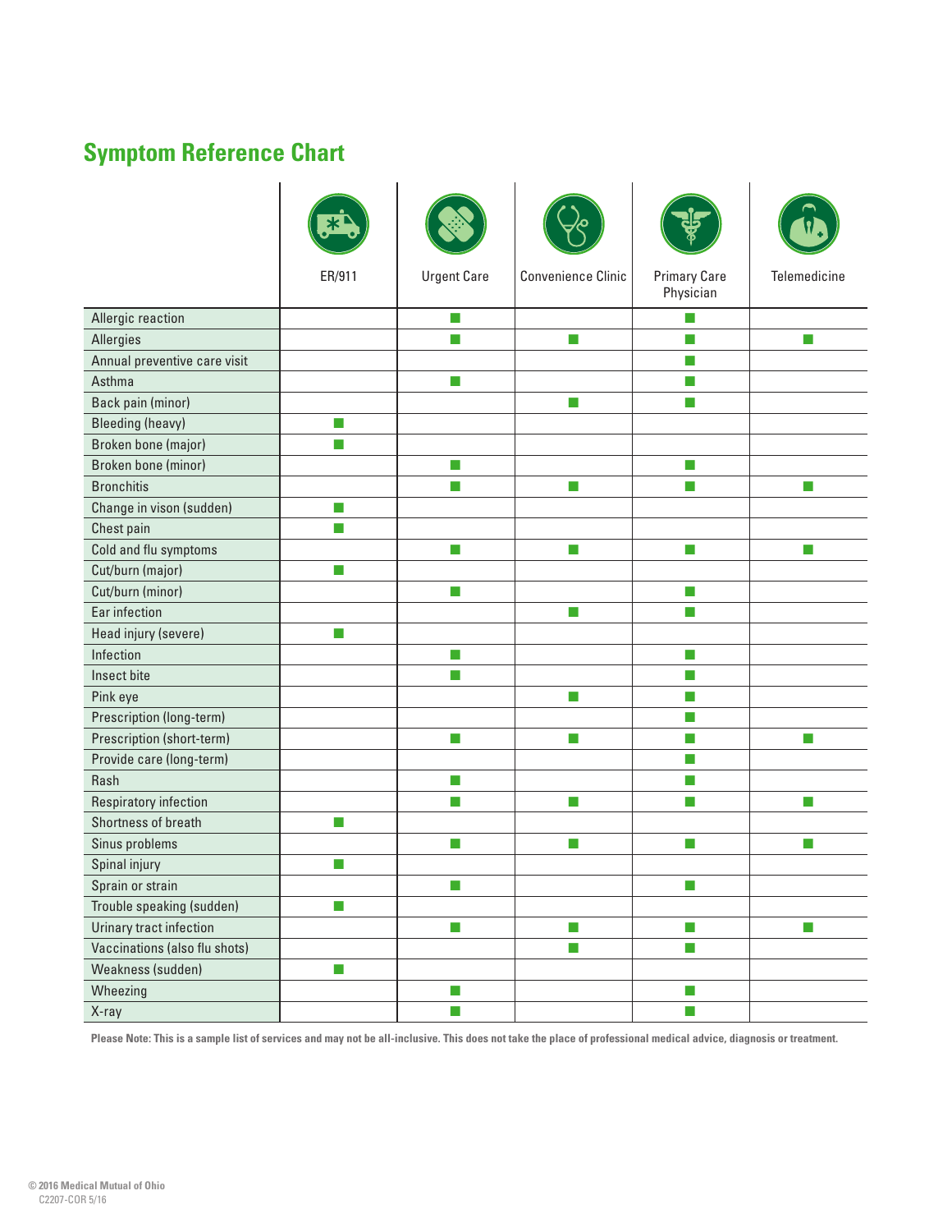## Symptom Reference Chart

| | ER/911 | Urgent Care | Convenience Clinic | Primary Care Physician | Telemedicine |
|---|---|---|---|---|---|
| Allergic reaction | | ■ | | ■ | |
| Allergies | | ■ | ■ | ■ | ■ |
| Annual preventive care visit | | | | ■ | |
| Asthma | | ■ | | ■ | |
| Back pain (minor) | | | ■ | ■ | |
| Bleeding (heavy) | ■ | | | | |
| Broken bone (major) | ■ | | | | |
| Broken bone (minor) | | ■ | | ■ | |
| Bronchitis | | ■ | ■ | ■ | ■ |
| Change in vison (sudden) | ■ | | | | |
| Chest pain | ■ | | | | |
| Cold and flu symptoms | | ■ | ■ | ■ | ■ |
| Cut/burn (major) | ■ | | | | |
| Cut/burn (minor) | | ■ | | ■ | |
| Ear infection | | | ■ | ■ | |
| Head injury (severe) | ■ | | | | |
| Infection | | ■ | | ■ | |
| Insect bite | | ■ | | ■ | |
| Pink eye | | | ■ | ■ | |
| Prescription (long-term) | | | | ■ | |
| Prescription (short-term) | | ■ | ■ | ■ | ■ |
| Provide care (long-term) | | | | ■ | |
| Rash | | ■ | | ■ | |
| Respiratory infection | | ■ | ■ | ■ | ■ |
| Shortness of breath | ■ | | | | |
| Sinus problems | | ■ | ■ | ■ | ■ |
| Spinal injury | ■ | | | | |
| Sprain or strain | | ■ | | ■ | |
| Trouble speaking (sudden) | ■ | | | | |
| Urinary tract infection | | ■ | ■ | ■ | ■ |
| Vaccinations (also flu shots) | | | ■ | ■ | |
| Weakness (sudden) | ■ | | | | |
| Wheezing | | ■ | | ■ | |
| X-ray | | ■ | | ■ | |

**Please Note: This is a sample list of services and may not be all-inclusive. This does not take the place of professional medical advice, diagnosis or treatment.**

© 2016 Medical Mutual of Ohio
C2207-COR 5/16